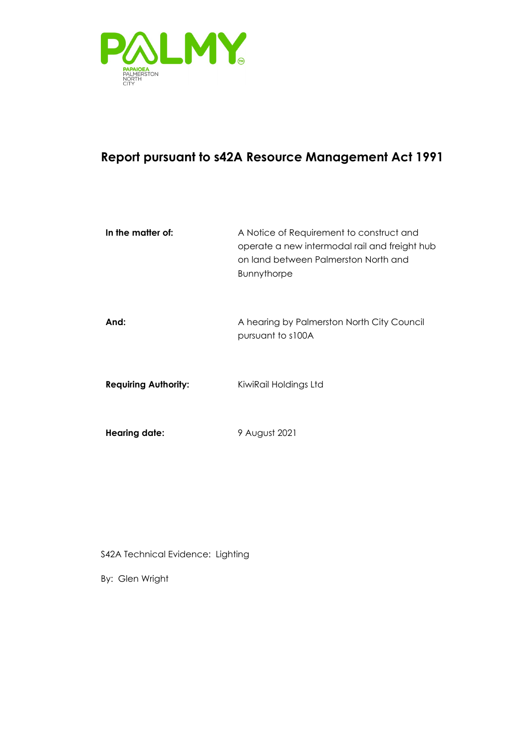PALMY

PAPAIOEA
PALMERSTON
NORTH
CITY

# Report pursuant to s42A Resource Management Act 1991

| | |
|---|---|
| **In the matter of:** | A Notice of Requirement to construct and operate a new intermodal rail and freight hub on land between Palmerston North and Bunnythorpe |
| **And:** | A hearing by Palmerston North City Council pursuant to s100A |
| **Requiring Authority:** | KiwiRail Holdings Ltd |
| **Hearing date:** | 9 August 2021 |

S42A Technical Evidence: Lighting

By: Glen Wright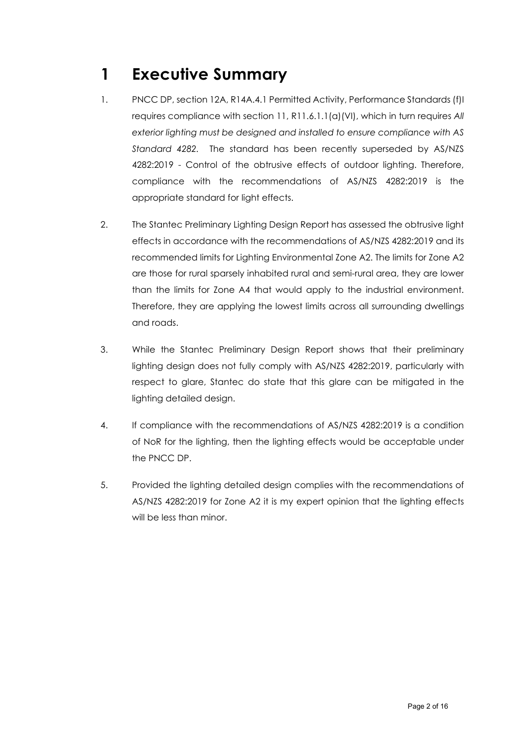# 1 Executive Summary

1. PNCC DP, section 12A, R14A.4.1 Permitted Activity, Performance Standards (f)I requires compliance with section 11, R11.6.1.1(a)(VI), which in turn requires *All exterior lighting must be designed and installed to ensure compliance with AS Standard 4282*. The standard has been recently superseded by AS/NZS 4282:2019 - Control of the obtrusive effects of outdoor lighting. Therefore, compliance with the recommendations of AS/NZS 4282:2019 is the appropriate standard for light effects.

2. The Stantec Preliminary Lighting Design Report has assessed the obtrusive light effects in accordance with the recommendations of AS/NZS 4282:2019 and its recommended limits for Lighting Environmental Zone A2. The limits for Zone A2 are those for rural sparsely inhabited rural and semi-rural area, they are lower than the limits for Zone A4 that would apply to the industrial environment. Therefore, they are applying the lowest limits across all surrounding dwellings and roads.

3. While the Stantec Preliminary Design Report shows that their preliminary lighting design does not fully comply with AS/NZS 4282:2019, particularly with respect to glare, Stantec do state that this glare can be mitigated in the lighting detailed design.

4. If compliance with the recommendations of AS/NZS 4282:2019 is a condition of NoR for the lighting, then the lighting effects would be acceptable under the PNCC DP.

5. Provided the lighting detailed design complies with the recommendations of AS/NZS 4282:2019 for Zone A2 it is my expert opinion that the lighting effects will be less than minor.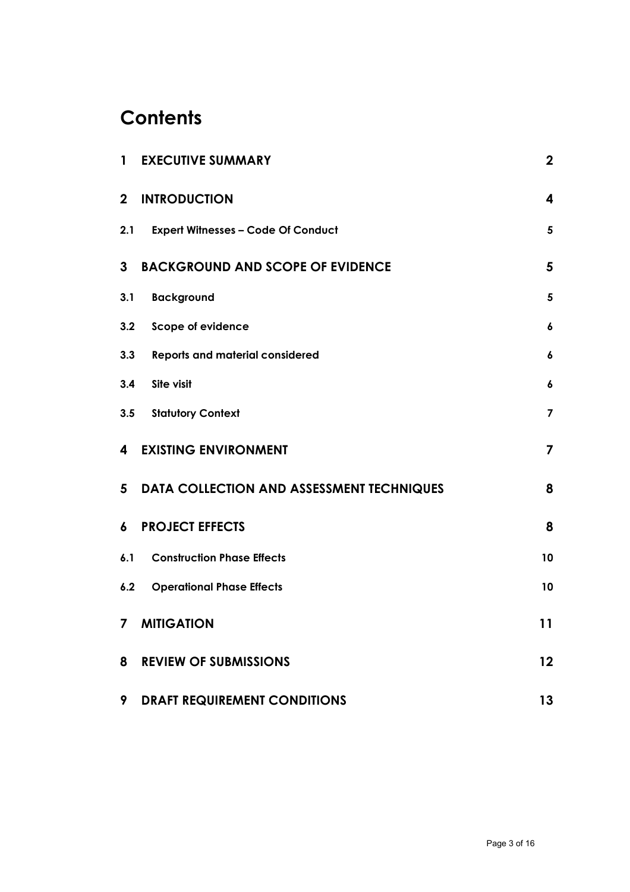# Contents

| | | |
|---|---|---|
| **1** | **EXECUTIVE SUMMARY** | **2** |
| **2** | **INTRODUCTION** | **4** |
| **2.1** | **Expert Witnesses – Code Of Conduct** | **5** |
| **3** | **BACKGROUND AND SCOPE OF EVIDENCE** | **5** |
| **3.1** | **Background** | **5** |
| **3.2** | **Scope of evidence** | **6** |
| **3.3** | **Reports and material considered** | **6** |
| **3.4** | **Site visit** | **6** |
| **3.5** | **Statutory Context** | **7** |
| **4** | **EXISTING ENVIRONMENT** | **7** |
| **5** | **DATA COLLECTION AND ASSESSMENT TECHNIQUES** | **8** |
| **6** | **PROJECT EFFECTS** | **8** |
| **6.1** | **Construction Phase Effects** | **10** |
| **6.2** | **Operational Phase Effects** | **10** |
| **7** | **MITIGATION** | **11** |
| **8** | **REVIEW OF SUBMISSIONS** | **12** |
| **9** | **DRAFT REQUIREMENT CONDITIONS** | **13** |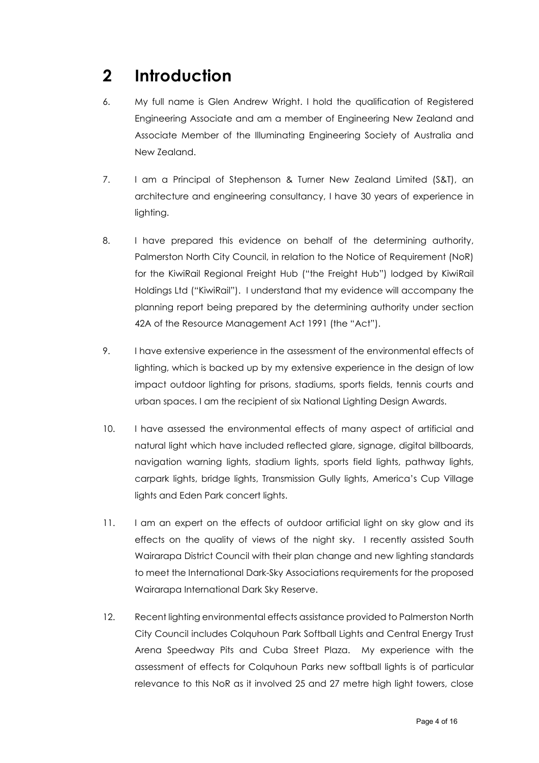# 2 Introduction

6. My full name is Glen Andrew Wright. I hold the qualification of Registered Engineering Associate and am a member of Engineering New Zealand and Associate Member of the Illuminating Engineering Society of Australia and New Zealand.

7. I am a Principal of Stephenson & Turner New Zealand Limited (S&T), an architecture and engineering consultancy, I have 30 years of experience in lighting.

8. I have prepared this evidence on behalf of the determining authority, Palmerston North City Council, in relation to the Notice of Requirement (NoR) for the KiwiRail Regional Freight Hub ("the Freight Hub") lodged by KiwiRail Holdings Ltd ("KiwiRail"). I understand that my evidence will accompany the planning report being prepared by the determining authority under section 42A of the Resource Management Act 1991 (the "Act").

9. I have extensive experience in the assessment of the environmental effects of lighting, which is backed up by my extensive experience in the design of low impact outdoor lighting for prisons, stadiums, sports fields, tennis courts and urban spaces. I am the recipient of six National Lighting Design Awards.

10. I have assessed the environmental effects of many aspect of artificial and natural light which have included reflected glare, signage, digital billboards, navigation warning lights, stadium lights, sports field lights, pathway lights, carpark lights, bridge lights, Transmission Gully lights, America's Cup Village lights and Eden Park concert lights.

11. I am an expert on the effects of outdoor artificial light on sky glow and its effects on the quality of views of the night sky. I recently assisted South Wairarapa District Council with their plan change and new lighting standards to meet the International Dark-Sky Associations requirements for the proposed Wairarapa International Dark Sky Reserve.

12. Recent lighting environmental effects assistance provided to Palmerston North City Council includes Colquhoun Park Softball Lights and Central Energy Trust Arena Speedway Pits and Cuba Street Plaza. My experience with the assessment of effects for Colquhoun Parks new softball lights is of particular relevance to this NoR as it involved 25 and 27 metre high light towers, close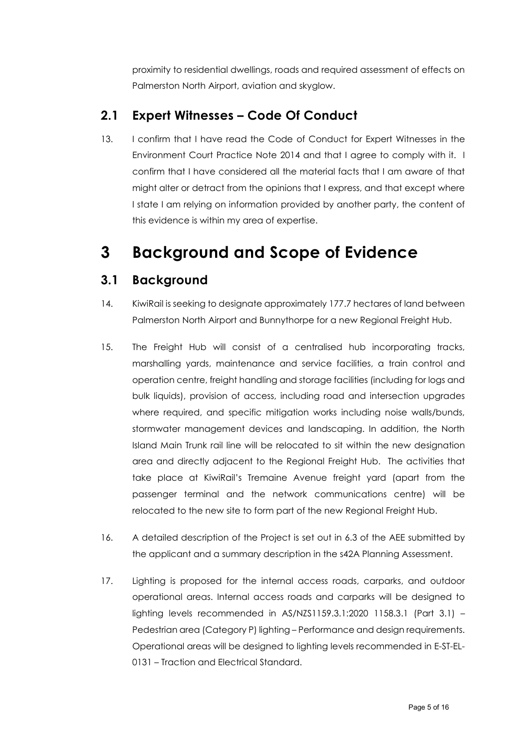proximity to residential dwellings, roads and required assessment of effects on Palmerston North Airport, aviation and skyglow.

## 2.1 Expert Witnesses – Code Of Conduct

13. I confirm that I have read the Code of Conduct for Expert Witnesses in the Environment Court Practice Note 2014 and that I agree to comply with it. I confirm that I have considered all the material facts that I am aware of that might alter or detract from the opinions that I express, and that except where I state I am relying on information provided by another party, the content of this evidence is within my area of expertise.

# 3 Background and Scope of Evidence

## 3.1 Background

14. KiwiRail is seeking to designate approximately 177.7 hectares of land between Palmerston North Airport and Bunnythorpe for a new Regional Freight Hub.

15. The Freight Hub will consist of a centralised hub incorporating tracks, marshalling yards, maintenance and service facilities, a train control and operation centre, freight handling and storage facilities (including for logs and bulk liquids), provision of access, including road and intersection upgrades where required, and specific mitigation works including noise walls/bunds, stormwater management devices and landscaping. In addition, the North Island Main Trunk rail line will be relocated to sit within the new designation area and directly adjacent to the Regional Freight Hub. The activities that take place at KiwiRail's Tremaine Avenue freight yard (apart from the passenger terminal and the network communications centre) will be relocated to the new site to form part of the new Regional Freight Hub.

16. A detailed description of the Project is set out in 6.3 of the AEE submitted by the applicant and a summary description in the s42A Planning Assessment.

17. Lighting is proposed for the internal access roads, carparks, and outdoor operational areas. Internal access roads and carparks will be designed to lighting levels recommended in AS/NZS1159.3.1:2020 1158.3.1 (Part 3.1) – Pedestrian area (Category P) lighting – Performance and design requirements. Operational areas will be designed to lighting levels recommended in E-ST-EL-0131 – Traction and Electrical Standard.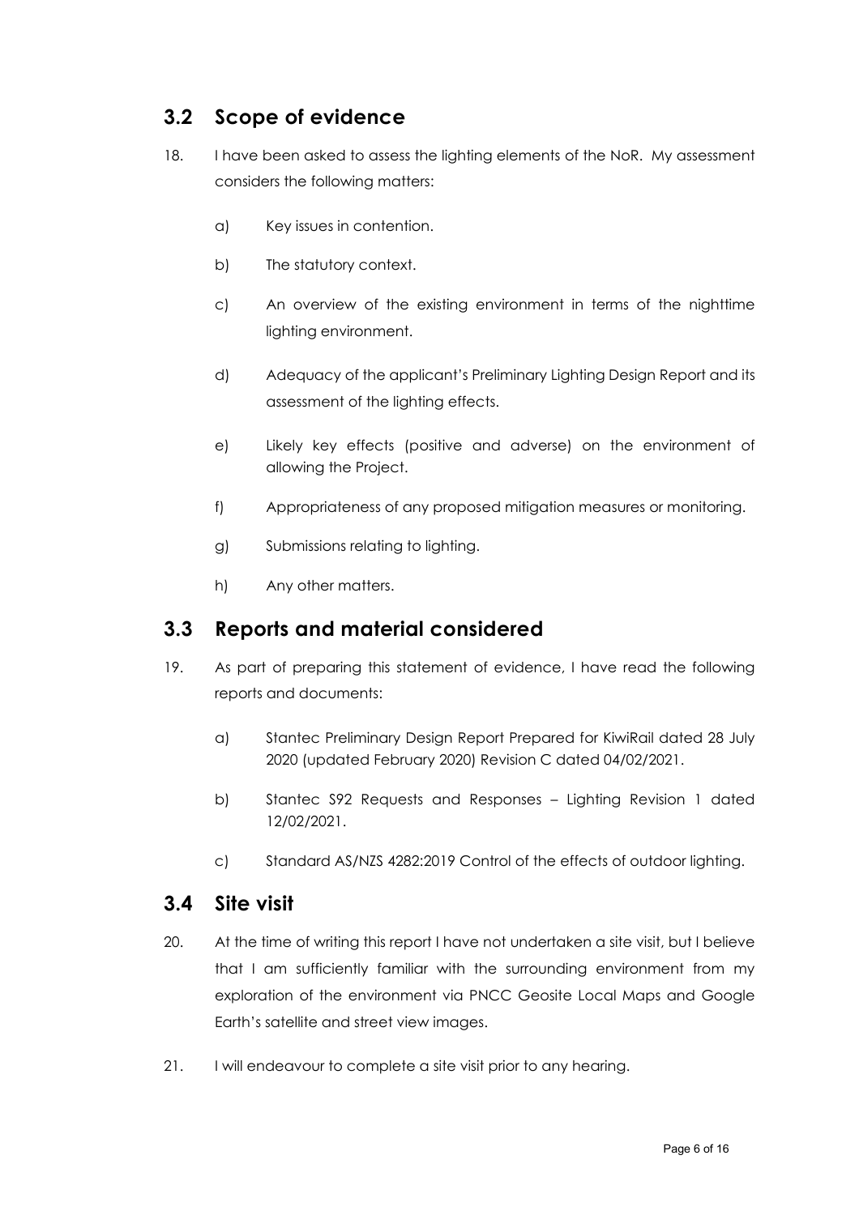## 3.2 Scope of evidence

18. I have been asked to assess the lighting elements of the NoR. My assessment considers the following matters:

    a) Key issues in contention.

    b) The statutory context.

    c) An overview of the existing environment in terms of the nighttime lighting environment.

    d) Adequacy of the applicant's Preliminary Lighting Design Report and its assessment of the lighting effects.

    e) Likely key effects (positive and adverse) on the environment of allowing the Project.

    f) Appropriateness of any proposed mitigation measures or monitoring.

    g) Submissions relating to lighting.

    h) Any other matters.

## 3.3 Reports and material considered

19. As part of preparing this statement of evidence, I have read the following reports and documents:

    a) Stantec Preliminary Design Report Prepared for KiwiRail dated 28 July 2020 (updated February 2020) Revision C dated 04/02/2021.

    b) Stantec S92 Requests and Responses – Lighting Revision 1 dated 12/02/2021.

    c) Standard AS/NZS 4282:2019 Control of the effects of outdoor lighting.

## 3.4 Site visit

20. At the time of writing this report I have not undertaken a site visit, but I believe that I am sufficiently familiar with the surrounding environment from my exploration of the environment via PNCC Geosite Local Maps and Google Earth's satellite and street view images.

21. I will endeavour to complete a site visit prior to any hearing.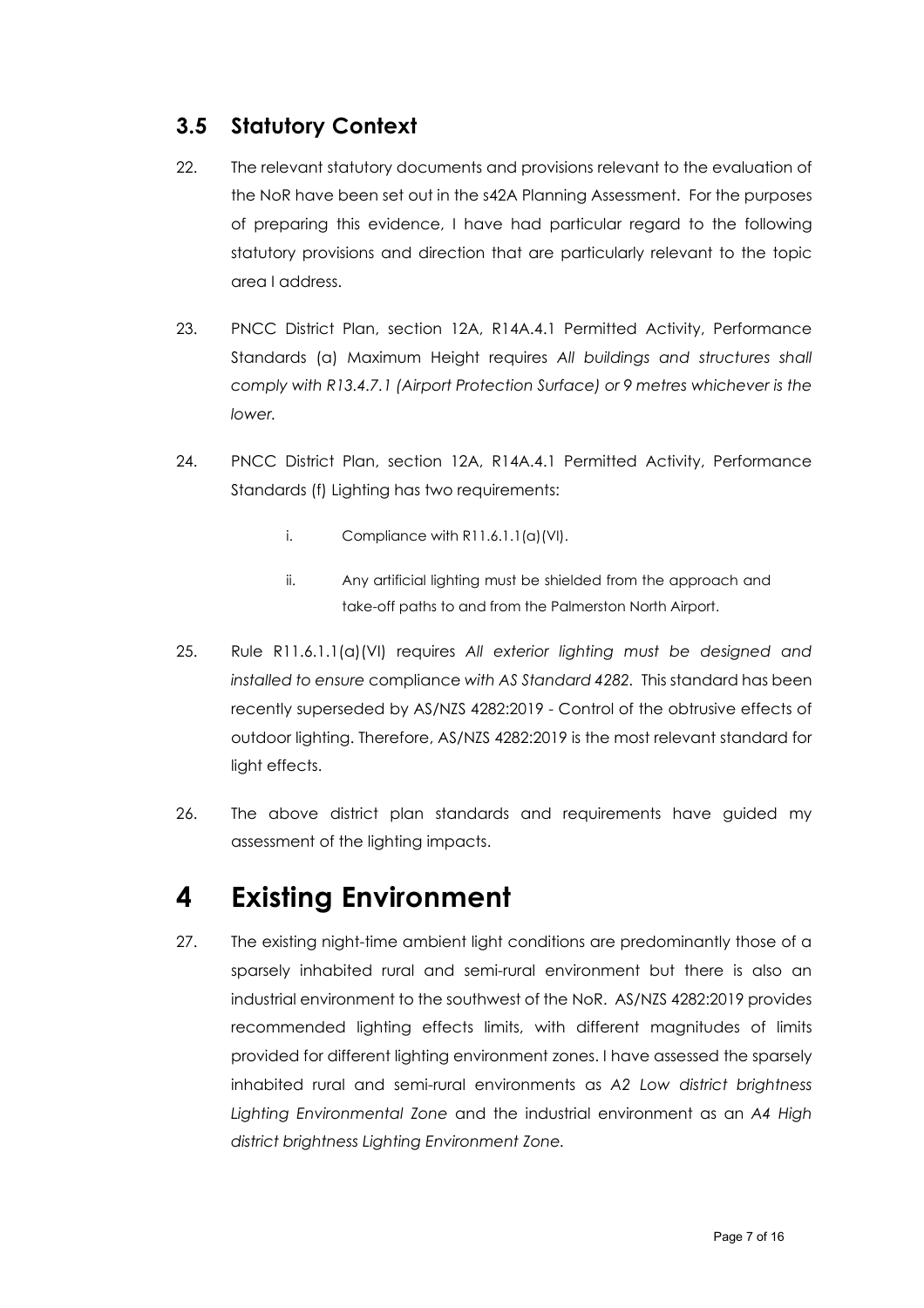## 3.5 Statutory Context

22. The relevant statutory documents and provisions relevant to the evaluation of the NoR have been set out in the s42A Planning Assessment. For the purposes of preparing this evidence, I have had particular regard to the following statutory provisions and direction that are particularly relevant to the topic area I address.

23. PNCC District Plan, section 12A, R14A.4.1 Permitted Activity, Performance Standards (a) Maximum Height requires *All buildings and structures shall comply with R13.4.7.1 (Airport Protection Surface) or 9 metres whichever is the lower.*

24. PNCC District Plan, section 12A, R14A.4.1 Permitted Activity, Performance Standards (f) Lighting has two requirements:

    i. Compliance with R11.6.1.1(a)(VI).

    ii. Any artificial lighting must be shielded from the approach and take-off paths to and from the Palmerston North Airport.

25. Rule R11.6.1.1(a)(VI) requires *All exterior lighting must be designed and installed to ensure* compliance *with AS Standard 4282.* This standard has been recently superseded by AS/NZS 4282:2019 - Control of the obtrusive effects of outdoor lighting. Therefore, AS/NZS 4282:2019 is the most relevant standard for light effects.

26. The above district plan standards and requirements have guided my assessment of the lighting impacts.

# 4 Existing Environment

27. The existing night-time ambient light conditions are predominantly those of a sparsely inhabited rural and semi-rural environment but there is also an industrial environment to the southwest of the NoR. AS/NZS 4282:2019 provides recommended lighting effects limits, with different magnitudes of limits provided for different lighting environment zones. I have assessed the sparsely inhabited rural and semi-rural environments as *A2 Low district brightness Lighting Environmental Zone* and the industrial environment as an *A4 High district brightness Lighting Environment Zone.*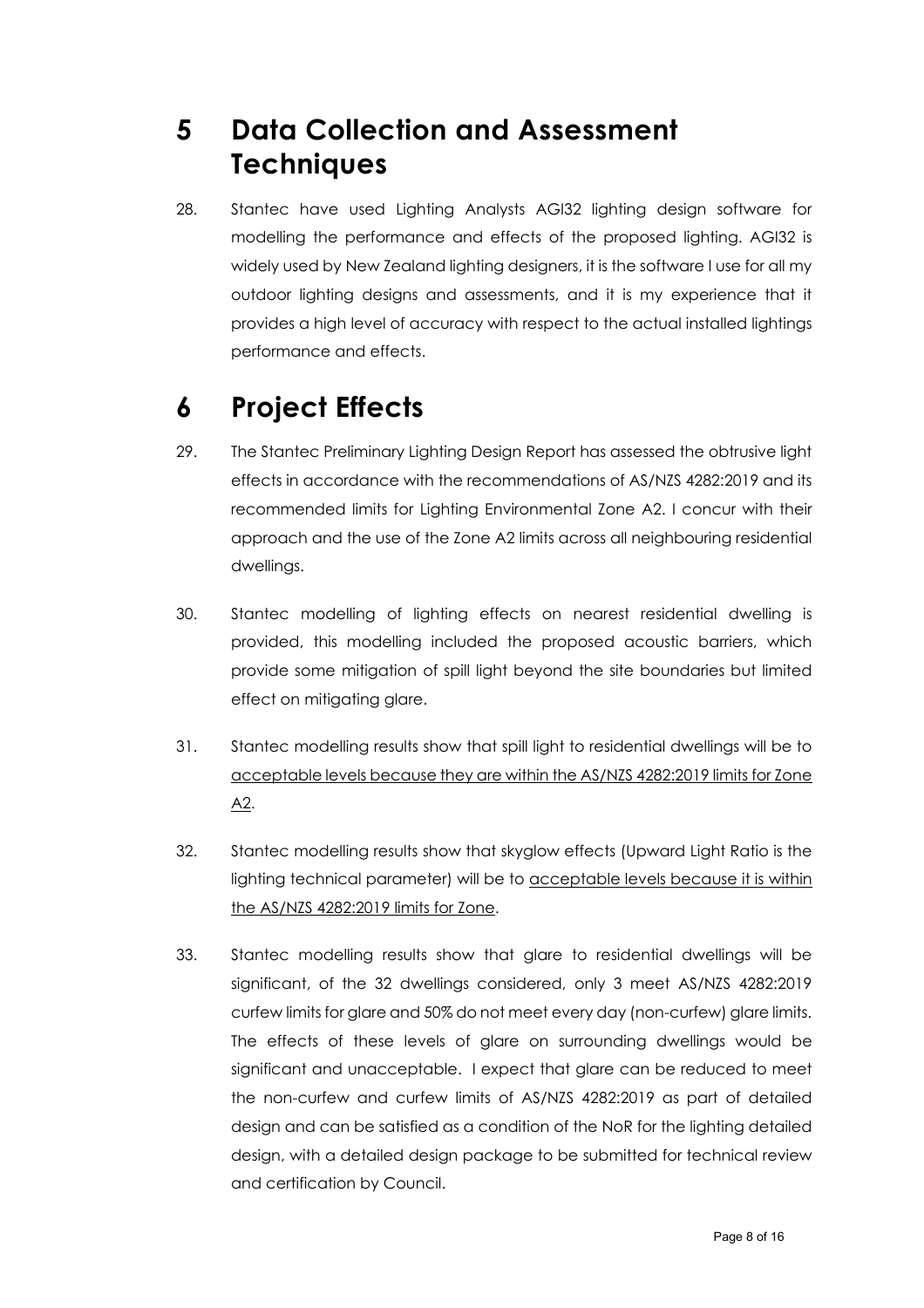# 5 Data Collection and Assessment Techniques

28. Stantec have used Lighting Analysts AGI32 lighting design software for modelling the performance and effects of the proposed lighting. AGI32 is widely used by New Zealand lighting designers, it is the software I use for all my outdoor lighting designs and assessments, and it is my experience that it provides a high level of accuracy with respect to the actual installed lightings performance and effects.

# 6 Project Effects

29. The Stantec Preliminary Lighting Design Report has assessed the obtrusive light effects in accordance with the recommendations of AS/NZS 4282:2019 and its recommended limits for Lighting Environmental Zone A2. I concur with their approach and the use of the Zone A2 limits across all neighbouring residential dwellings.

30. Stantec modelling of lighting effects on nearest residential dwelling is provided, this modelling included the proposed acoustic barriers, which provide some mitigation of spill light beyond the site boundaries but limited effect on mitigating glare.

31. Stantec modelling results show that spill light to residential dwellings will be to <u>acceptable levels because they are within the AS/NZS 4282:2019 limits for Zone A2</u>.

32. Stantec modelling results show that skyglow effects (Upward Light Ratio is the lighting technical parameter) will be to <u>acceptable levels because it is within the AS/NZS 4282:2019 limits for Zone</u>.

33. Stantec modelling results show that glare to residential dwellings will be significant, of the 32 dwellings considered, only 3 meet AS/NZS 4282:2019 curfew limits for glare and 50% do not meet every day (non-curfew) glare limits. The effects of these levels of glare on surrounding dwellings would be significant and unacceptable. I expect that glare can be reduced to meet the non-curfew and curfew limits of AS/NZS 4282:2019 as part of detailed design and can be satisfied as a condition of the NoR for the lighting detailed design, with a detailed design package to be submitted for technical review and certification by Council.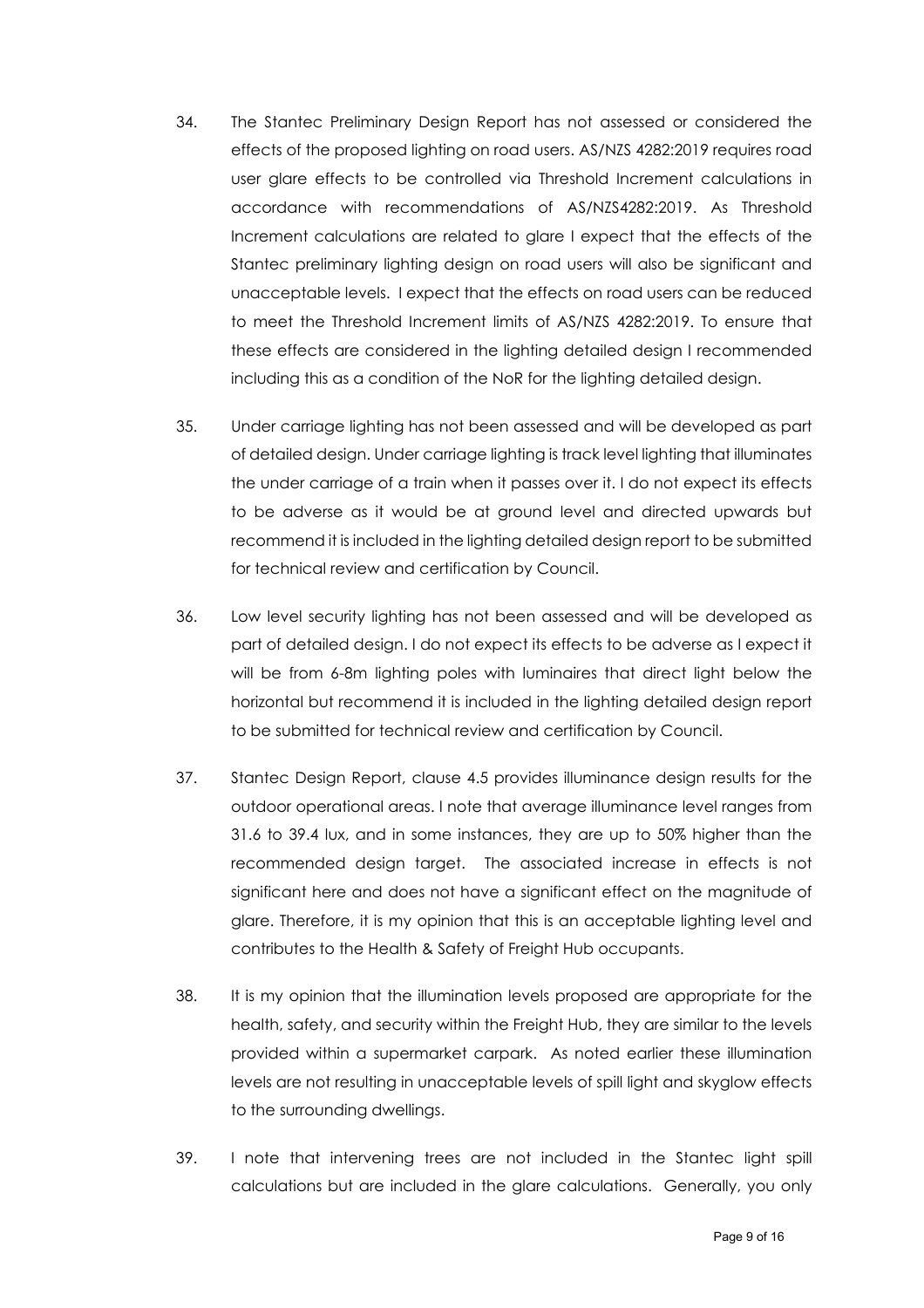34. The Stantec Preliminary Design Report has not assessed or considered the effects of the proposed lighting on road users. AS/NZS 4282:2019 requires road user glare effects to be controlled via Threshold Increment calculations in accordance with recommendations of AS/NZS4282:2019. As Threshold Increment calculations are related to glare I expect that the effects of the Stantec preliminary lighting design on road users will also be significant and unacceptable levels. I expect that the effects on road users can be reduced to meet the Threshold Increment limits of AS/NZS 4282:2019. To ensure that these effects are considered in the lighting detailed design I recommended including this as a condition of the NoR for the lighting detailed design.

35. Under carriage lighting has not been assessed and will be developed as part of detailed design. Under carriage lighting is track level lighting that illuminates the under carriage of a train when it passes over it. I do not expect its effects to be adverse as it would be at ground level and directed upwards but recommend it is included in the lighting detailed design report to be submitted for technical review and certification by Council.

36. Low level security lighting has not been assessed and will be developed as part of detailed design. I do not expect its effects to be adverse as I expect it will be from 6-8m lighting poles with luminaires that direct light below the horizontal but recommend it is included in the lighting detailed design report to be submitted for technical review and certification by Council.

37. Stantec Design Report, clause 4.5 provides illuminance design results for the outdoor operational areas. I note that average illuminance level ranges from 31.6 to 39.4 lux, and in some instances, they are up to 50% higher than the recommended design target. The associated increase in effects is not significant here and does not have a significant effect on the magnitude of glare. Therefore, it is my opinion that this is an acceptable lighting level and contributes to the Health & Safety of Freight Hub occupants.

38. It is my opinion that the illumination levels proposed are appropriate for the health, safety, and security within the Freight Hub, they are similar to the levels provided within a supermarket carpark. As noted earlier these illumination levels are not resulting in unacceptable levels of spill light and skyglow effects to the surrounding dwellings.

39. I note that intervening trees are not included in the Stantec light spill calculations but are included in the glare calculations. Generally, you only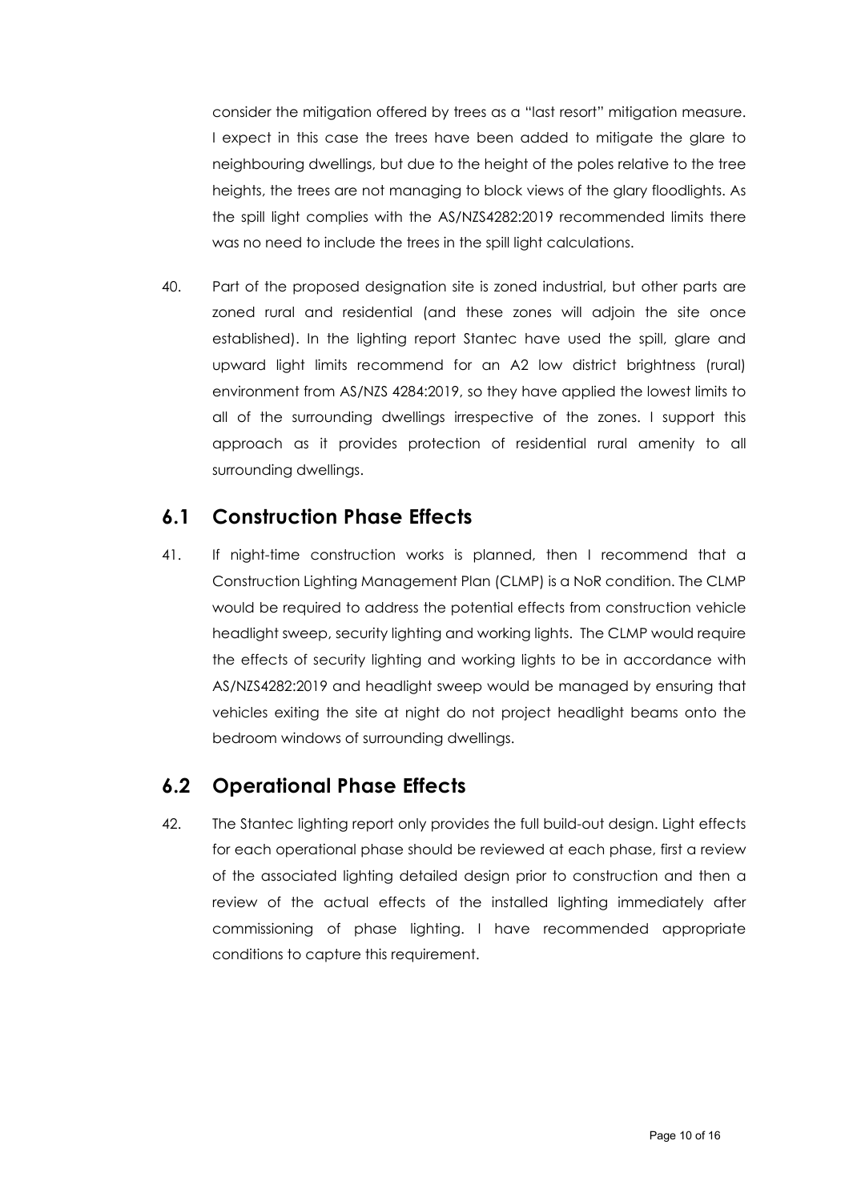consider the mitigation offered by trees as a "last resort" mitigation measure. I expect in this case the trees have been added to mitigate the glare to neighbouring dwellings, but due to the height of the poles relative to the tree heights, the trees are not managing to block views of the glary floodlights. As the spill light complies with the AS/NZS4282:2019 recommended limits there was no need to include the trees in the spill light calculations.

40. Part of the proposed designation site is zoned industrial, but other parts are zoned rural and residential (and these zones will adjoin the site once established). In the lighting report Stantec have used the spill, glare and upward light limits recommend for an A2 low district brightness (rural) environment from AS/NZS 4284:2019, so they have applied the lowest limits to all of the surrounding dwellings irrespective of the zones. I support this approach as it provides protection of residential rural amenity to all surrounding dwellings.

## 6.1 Construction Phase Effects

41. If night-time construction works is planned, then I recommend that a Construction Lighting Management Plan (CLMP) is a NoR condition. The CLMP would be required to address the potential effects from construction vehicle headlight sweep, security lighting and working lights. The CLMP would require the effects of security lighting and working lights to be in accordance with AS/NZS4282:2019 and headlight sweep would be managed by ensuring that vehicles exiting the site at night do not project headlight beams onto the bedroom windows of surrounding dwellings.

## 6.2 Operational Phase Effects

42. The Stantec lighting report only provides the full build-out design. Light effects for each operational phase should be reviewed at each phase, first a review of the associated lighting detailed design prior to construction and then a review of the actual effects of the installed lighting immediately after commissioning of phase lighting. I have recommended appropriate conditions to capture this requirement.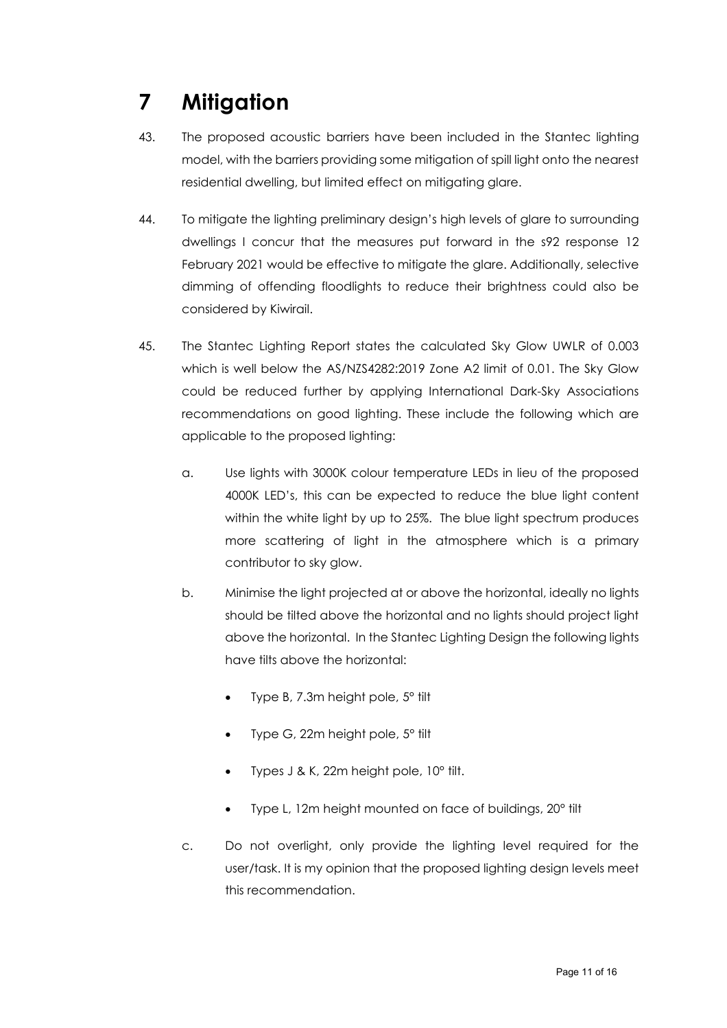# 7 Mitigation

43. The proposed acoustic barriers have been included in the Stantec lighting model, with the barriers providing some mitigation of spill light onto the nearest residential dwelling, but limited effect on mitigating glare.

44. To mitigate the lighting preliminary design's high levels of glare to surrounding dwellings I concur that the measures put forward in the s92 response 12 February 2021 would be effective to mitigate the glare. Additionally, selective dimming of offending floodlights to reduce their brightness could also be considered by Kiwirail.

45. The Stantec Lighting Report states the calculated Sky Glow UWLR of 0.003 which is well below the AS/NZS4282:2019 Zone A2 limit of 0.01. The Sky Glow could be reduced further by applying International Dark-Sky Associations recommendations on good lighting. These include the following which are applicable to the proposed lighting:

    a. Use lights with 3000K colour temperature LEDs in lieu of the proposed 4000K LED's, this can be expected to reduce the blue light content within the white light by up to 25%. The blue light spectrum produces more scattering of light in the atmosphere which is a primary contributor to sky glow.

    b. Minimise the light projected at or above the horizontal, ideally no lights should be tilted above the horizontal and no lights should project light above the horizontal. In the Stantec Lighting Design the following lights have tilts above the horizontal:

        - Type B, 7.3m height pole, 5° tilt
        - Type G, 22m height pole, 5° tilt
        - Types J & K, 22m height pole, 10° tilt.
        - Type L, 12m height mounted on face of buildings, 20° tilt

    c. Do not overlight, only provide the lighting level required for the user/task. It is my opinion that the proposed lighting design levels meet this recommendation.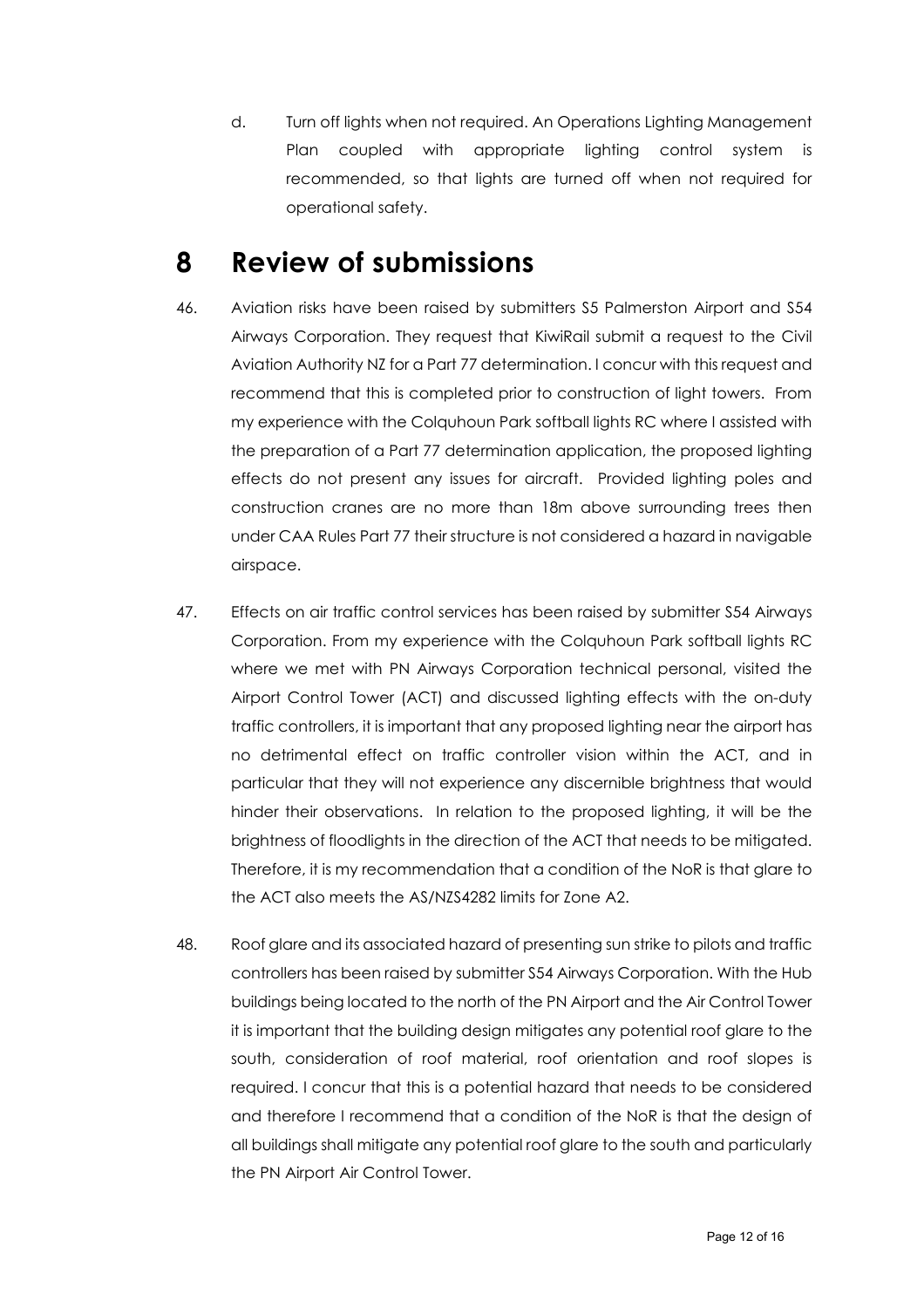d. Turn off lights when not required. An Operations Lighting Management Plan coupled with appropriate lighting control system is recommended, so that lights are turned off when not required for operational safety.

# 8 Review of submissions

46. Aviation risks have been raised by submitters S5 Palmerston Airport and S54 Airways Corporation. They request that KiwiRail submit a request to the Civil Aviation Authority NZ for a Part 77 determination. I concur with this request and recommend that this is completed prior to construction of light towers. From my experience with the Colquhoun Park softball lights RC where I assisted with the preparation of a Part 77 determination application, the proposed lighting effects do not present any issues for aircraft. Provided lighting poles and construction cranes are no more than 18m above surrounding trees then under CAA Rules Part 77 their structure is not considered a hazard in navigable airspace.

47. Effects on air traffic control services has been raised by submitter S54 Airways Corporation. From my experience with the Colquhoun Park softball lights RC where we met with PN Airways Corporation technical personal, visited the Airport Control Tower (ACT) and discussed lighting effects with the on-duty traffic controllers, it is important that any proposed lighting near the airport has no detrimental effect on traffic controller vision within the ACT, and in particular that they will not experience any discernible brightness that would hinder their observations. In relation to the proposed lighting, it will be the brightness of floodlights in the direction of the ACT that needs to be mitigated. Therefore, it is my recommendation that a condition of the NoR is that glare to the ACT also meets the AS/NZS4282 limits for Zone A2.

48. Roof glare and its associated hazard of presenting sun strike to pilots and traffic controllers has been raised by submitter S54 Airways Corporation. With the Hub buildings being located to the north of the PN Airport and the Air Control Tower it is important that the building design mitigates any potential roof glare to the south, consideration of roof material, roof orientation and roof slopes is required. I concur that this is a potential hazard that needs to be considered and therefore I recommend that a condition of the NoR is that the design of all buildings shall mitigate any potential roof glare to the south and particularly the PN Airport Air Control Tower.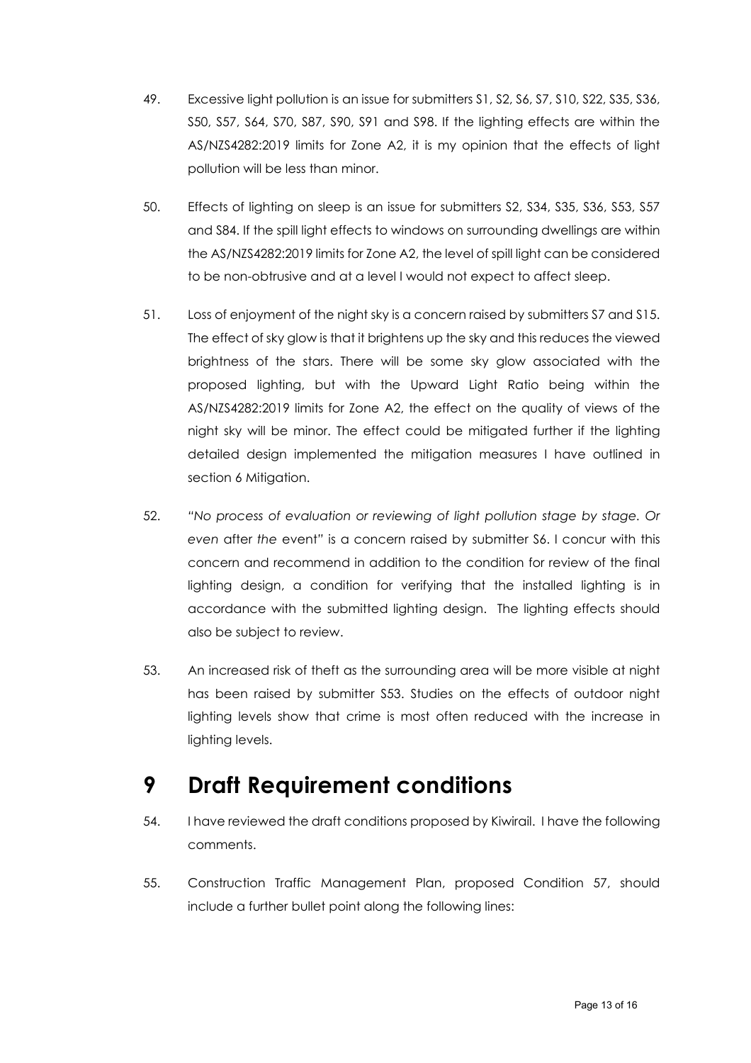49. Excessive light pollution is an issue for submitters S1, S2, S6, S7, S10, S22, S35, S36, S50, S57, S64, S70, S87, S90, S91 and S98. If the lighting effects are within the AS/NZS4282:2019 limits for Zone A2, it is my opinion that the effects of light pollution will be less than minor.

50. Effects of lighting on sleep is an issue for submitters S2, S34, S35, S36, S53, S57 and S84. If the spill light effects to windows on surrounding dwellings are within the AS/NZS4282:2019 limits for Zone A2, the level of spill light can be considered to be non-obtrusive and at a level I would not expect to affect sleep.

51. Loss of enjoyment of the night sky is a concern raised by submitters S7 and S15. The effect of sky glow is that it brightens up the sky and this reduces the viewed brightness of the stars. There will be some sky glow associated with the proposed lighting, but with the Upward Light Ratio being within the AS/NZS4282:2019 limits for Zone A2, the effect on the quality of views of the night sky will be minor. The effect could be mitigated further if the lighting detailed design implemented the mitigation measures I have outlined in section 6 Mitigation.

52. *"No process of evaluation or reviewing of light pollution stage by stage. Or even* after *the* event" is a concern raised by submitter S6. I concur with this concern and recommend in addition to the condition for review of the final lighting design, a condition for verifying that the installed lighting is in accordance with the submitted lighting design. The lighting effects should also be subject to review.

53. An increased risk of theft as the surrounding area will be more visible at night has been raised by submitter S53. Studies on the effects of outdoor night lighting levels show that crime is most often reduced with the increase in lighting levels.

# 9 Draft Requirement conditions

54. I have reviewed the draft conditions proposed by Kiwirail. I have the following comments.

55. Construction Traffic Management Plan, proposed Condition 57, should include a further bullet point along the following lines: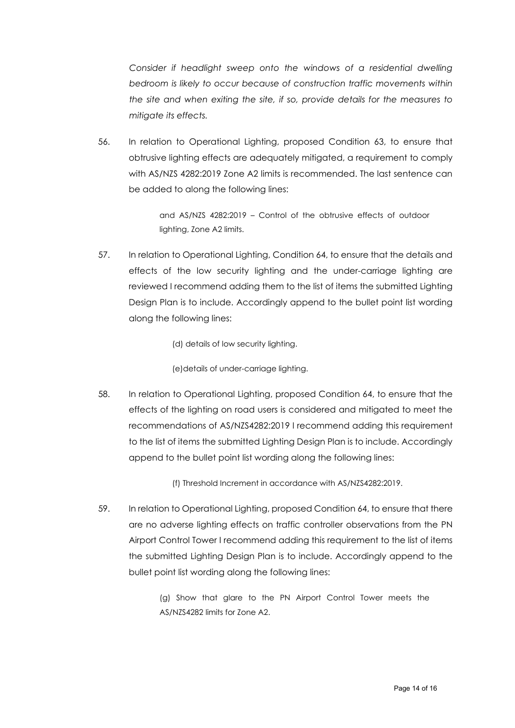*Consider if headlight sweep onto the windows of a residential dwelling bedroom is likely to occur because of construction traffic movements within the site and when exiting the site, if so, provide details for the measures to mitigate its effects.*

56. In relation to Operational Lighting, proposed Condition 63, to ensure that obtrusive lighting effects are adequately mitigated, a requirement to comply with AS/NZS 4282:2019 Zone A2 limits is recommended. The last sentence can be added to along the following lines:

    > and AS/NZS 4282:2019 – Control of the obtrusive effects of outdoor lighting, Zone A2 limits.

57. In relation to Operational Lighting, Condition 64, to ensure that the details and effects of the low security lighting and the under-carriage lighting are reviewed I recommend adding them to the list of items the submitted Lighting Design Plan is to include. Accordingly append to the bullet point list wording along the following lines:

    > (d) details of low security lighting.
    >
    > (e)details of under-carriage lighting.

58. In relation to Operational Lighting, proposed Condition 64, to ensure that the effects of the lighting on road users is considered and mitigated to meet the recommendations of AS/NZS4282:2019 I recommend adding this requirement to the list of items the submitted Lighting Design Plan is to include. Accordingly append to the bullet point list wording along the following lines:

    > (f) Threshold Increment in accordance with AS/NZS4282:2019.

59. In relation to Operational Lighting, proposed Condition 64, to ensure that there are no adverse lighting effects on traffic controller observations from the PN Airport Control Tower I recommend adding this requirement to the list of items the submitted Lighting Design Plan is to include. Accordingly append to the bullet point list wording along the following lines:

    > (g) Show that glare to the PN Airport Control Tower meets the AS/NZS4282 limits for Zone A2.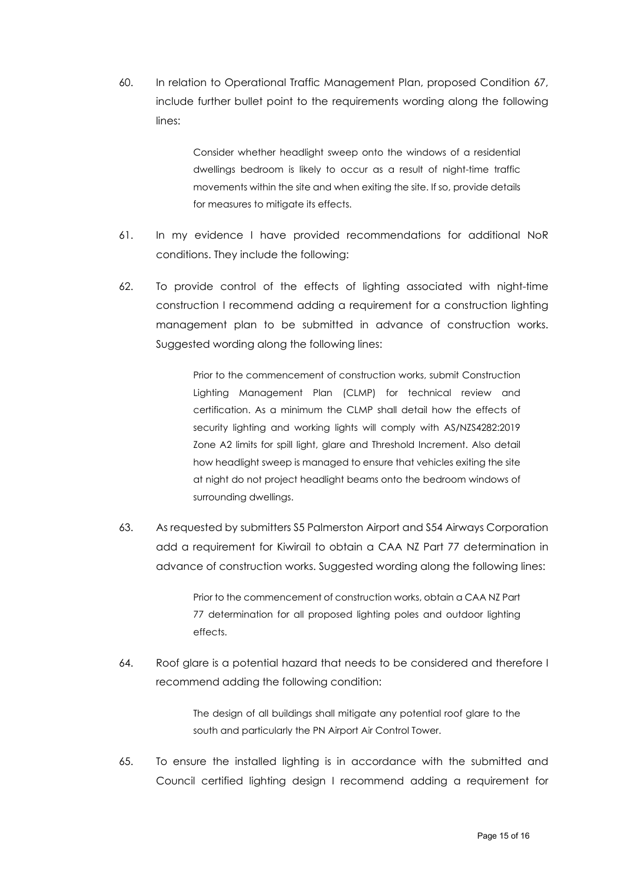60. In relation to Operational Traffic Management Plan, proposed Condition 67, include further bullet point to the requirements wording along the following lines:

> Consider whether headlight sweep onto the windows of a residential dwellings bedroom is likely to occur as a result of night-time traffic movements within the site and when exiting the site. If so, provide details for measures to mitigate its effects.

61. In my evidence I have provided recommendations for additional NoR conditions. They include the following:

62. To provide control of the effects of lighting associated with night-time construction I recommend adding a requirement for a construction lighting management plan to be submitted in advance of construction works. Suggested wording along the following lines:

> Prior to the commencement of construction works, submit Construction Lighting Management Plan (CLMP) for technical review and certification. As a minimum the CLMP shall detail how the effects of security lighting and working lights will comply with AS/NZS4282:2019 Zone A2 limits for spill light, glare and Threshold Increment. Also detail how headlight sweep is managed to ensure that vehicles exiting the site at night do not project headlight beams onto the bedroom windows of surrounding dwellings.

63. As requested by submitters S5 Palmerston Airport and S54 Airways Corporation add a requirement for Kiwirail to obtain a CAA NZ Part 77 determination in advance of construction works. Suggested wording along the following lines:

> Prior to the commencement of construction works, obtain a CAA NZ Part 77 determination for all proposed lighting poles and outdoor lighting effects.

64. Roof glare is a potential hazard that needs to be considered and therefore I recommend adding the following condition:

> The design of all buildings shall mitigate any potential roof glare to the south and particularly the PN Airport Air Control Tower.

65. To ensure the installed lighting is in accordance with the submitted and Council certified lighting design I recommend adding a requirement for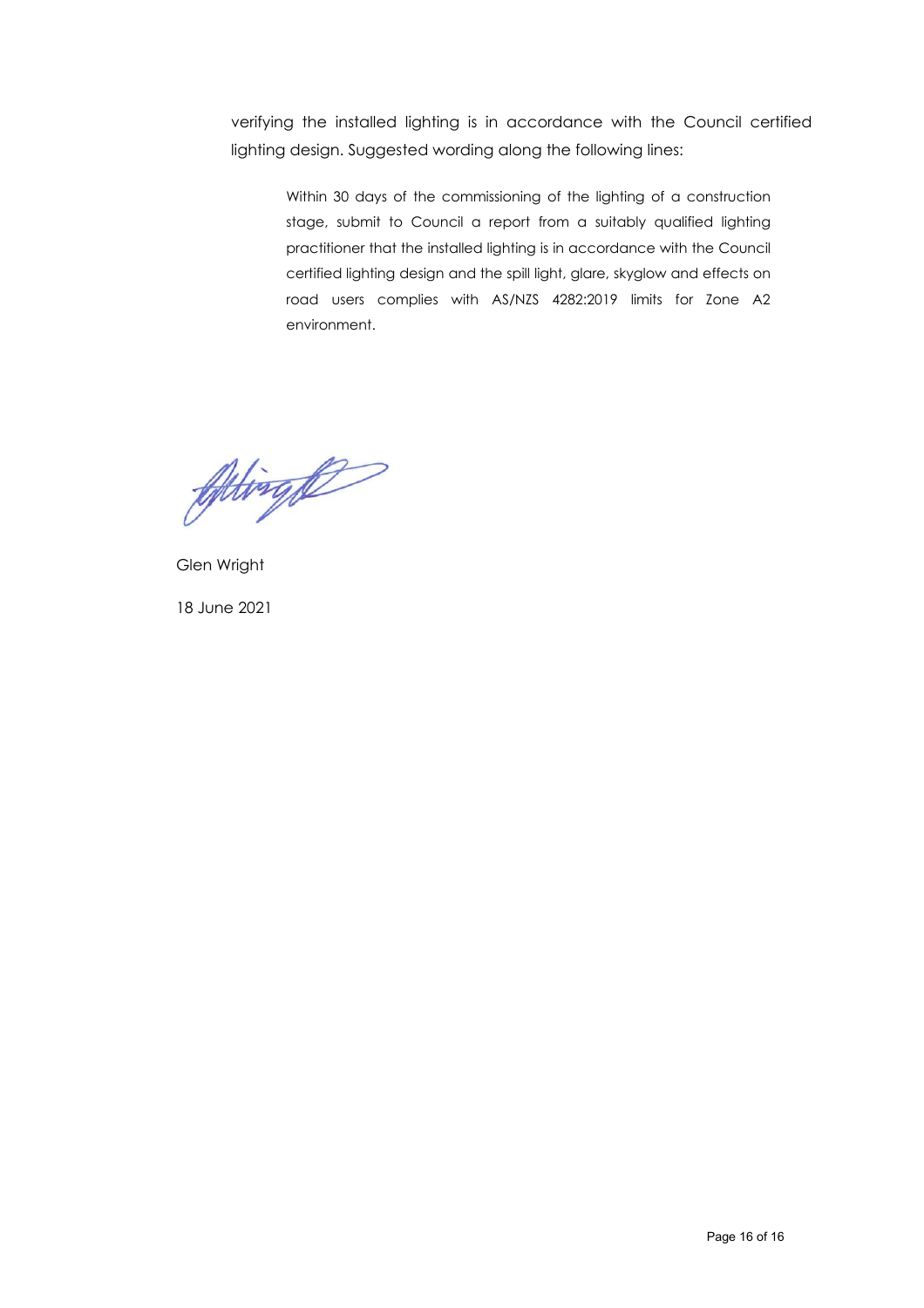verifying the installed lighting is in accordance with the Council certified lighting design. Suggested wording along the following lines:

> Within 30 days of the commissioning of the lighting of a construction stage, submit to Council a report from a suitably qualified lighting practitioner that the installed lighting is in accordance with the Council certified lighting design and the spill light, glare, skyglow and effects on road users complies with AS/NZS 4282:2019 limits for Zone A2 environment.

Glen Wright

18 June 2021